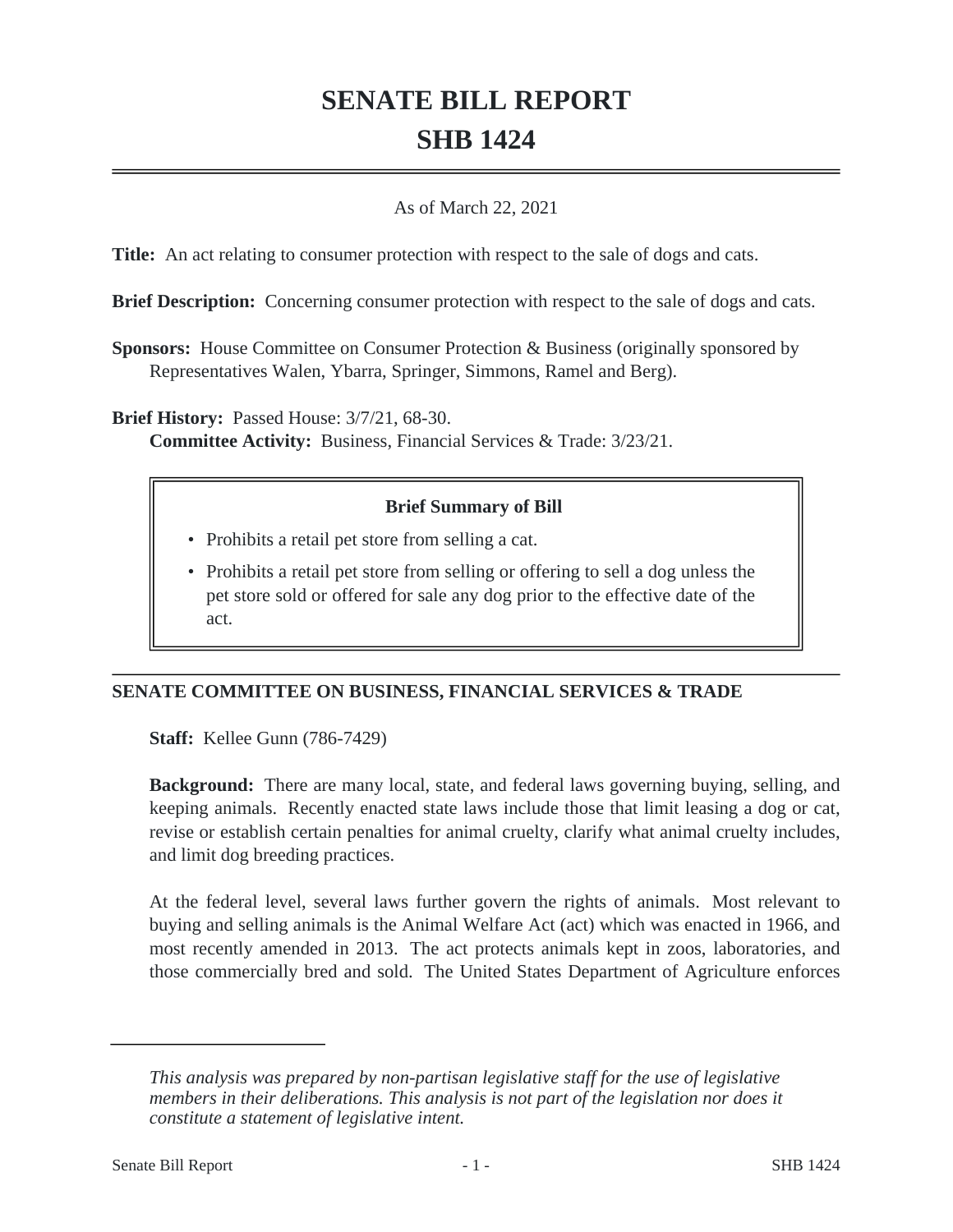# SENATE BILL REPORT
# SHB 1424

As of March 22, 2021

**Title:** An act relating to consumer protection with respect to the sale of dogs and cats.

**Brief Description:** Concerning consumer protection with respect to the sale of dogs and cats.

**Sponsors:** House Committee on Consumer Protection & Business (originally sponsored by Representatives Walen, Ybarra, Springer, Simmons, Ramel and Berg).

**Brief History:** Passed House: 3/7/21, 68-30.
**Committee Activity:** Business, Financial Services & Trade: 3/23/21.

**Brief Summary of Bill**

- Prohibits a retail pet store from selling a cat.
- Prohibits a retail pet store from selling or offering to sell a dog unless the pet store sold or offered for sale any dog prior to the effective date of the act.

## SENATE COMMITTEE ON BUSINESS, FINANCIAL SERVICES & TRADE

**Staff:** Kellee Gunn (786-7429)

**Background:** There are many local, state, and federal laws governing buying, selling, and keeping animals. Recently enacted state laws include those that limit leasing a dog or cat, revise or establish certain penalties for animal cruelty, clarify what animal cruelty includes, and limit dog breeding practices.

At the federal level, several laws further govern the rights of animals. Most relevant to buying and selling animals is the Animal Welfare Act (act) which was enacted in 1966, and most recently amended in 2013. The act protects animals kept in zoos, laboratories, and those commercially bred and sold. The United States Department of Agriculture enforces

*This analysis was prepared by non-partisan legislative staff for the use of legislative members in their deliberations. This analysis is not part of the legislation nor does it constitute a statement of legislative intent.*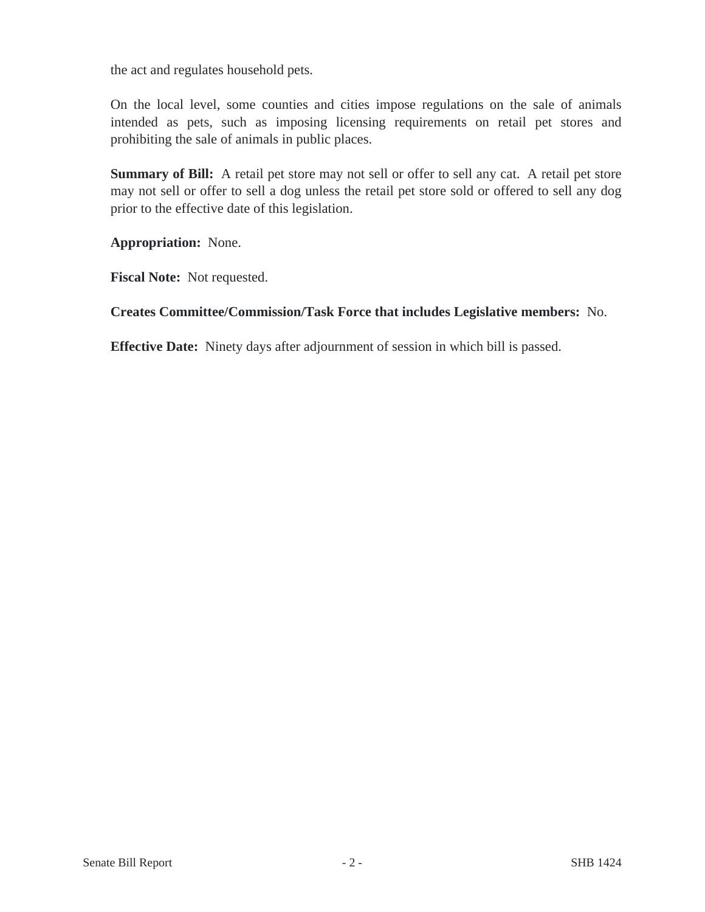the act and regulates household pets.

On the local level, some counties and cities impose regulations on the sale of animals intended as pets, such as imposing licensing requirements on retail pet stores and prohibiting the sale of animals in public places.

**Summary of Bill:** A retail pet store may not sell or offer to sell any cat. A retail pet store may not sell or offer to sell a dog unless the retail pet store sold or offered to sell any dog prior to the effective date of this legislation.

**Appropriation:** None.

**Fiscal Note:** Not requested.

**Creates Committee/Commission/Task Force that includes Legislative members:** No.

**Effective Date:** Ninety days after adjournment of session in which bill is passed.